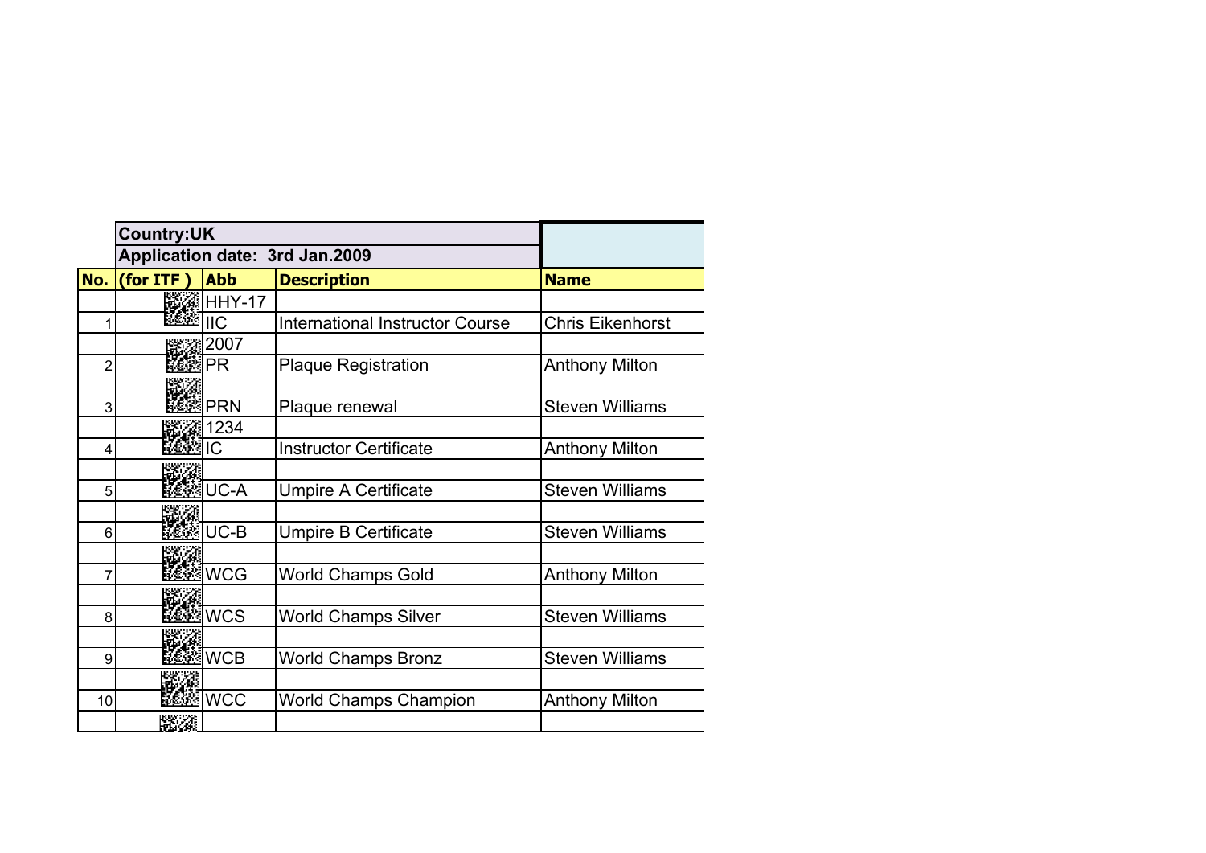| | Country:UK | | | |
|---|---|---|---|---|
| | Application date: 3rd Jan.2009 | | | |
| **No.** | **(for ITF )** | **Abb** | **Description** | **Name** |
| | | HHY-17 | | |
| 1 | | IIC | International Instructor Course | Chris Eikenhorst |
| | | 2007 | | |
| 2 | | PR | Plaque Registration | Anthony Milton |
| | | | | |
| 3 | | PRN | Plaque renewal | Steven Williams |
| | | 1234 | | |
| 4 | | IC | Instructor Certificate | Anthony Milton |
| | | | | |
| 5 | | UC-A | Umpire A Certificate | Steven Williams |
| | | | | |
| 6 | | UC-B | Umpire B Certificate | Steven Williams |
| | | | | |
| 7 | | WCG | World Champs Gold | Anthony Milton |
| | | | | |
| 8 | | WCS | World Champs Silver | Steven Williams |
| | | | | |
| 9 | | WCB | World Champs Bronz | Steven Williams |
| | | | | |
| 10 | | WCC | World Champs Champion | Anthony Milton |
| | | | | |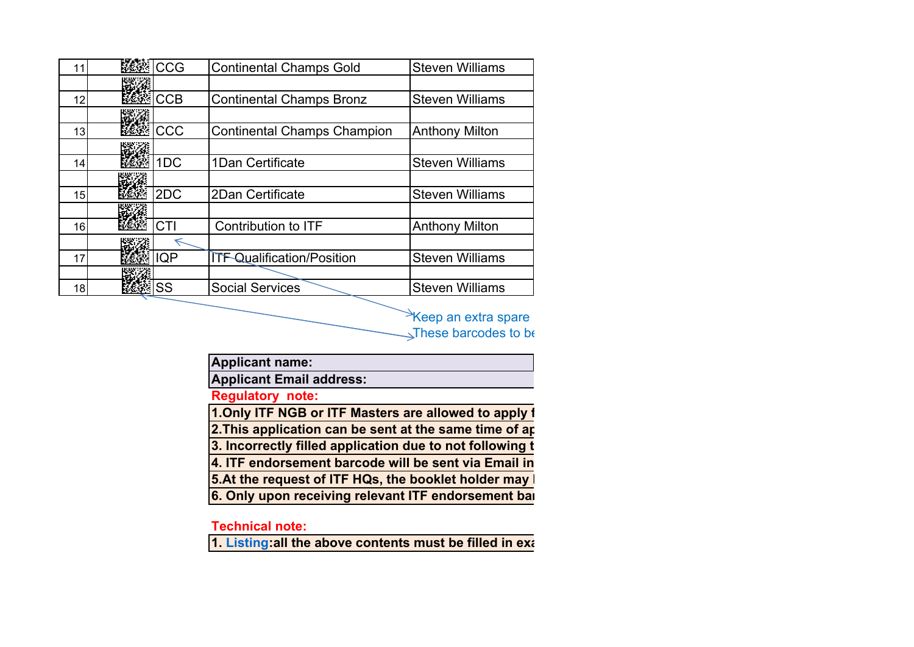| 11 | | CCG | Continental Champs Gold | Steven Williams |
|---|---|---|---|---|
| | | | | |
| 12 | | CCB | Continental Champs Bronz | Steven Williams |
| | | | | |
| 13 | | CCC | Continental Champs Champion | Anthony Milton |
| | | | | |
| 14 | | 1DC | 1Dan Certificate | Steven Williams |
| | | | | |
| 15 | | 2DC | 2Dan Certificate | Steven Williams |
| | | | | |
| 16 | | CTI | Contribution to ITF | Anthony Milton |
| | | | | |
| 17 | | IQP | ITF Qualification/Position | Steven Williams |
| | | | | |
| 18 | | SS | Social Services | Steven Williams |

Keep an extra spare

These barcodes to be

| **Applicant name:** |
|---|
| **Applicant Email address:** |

**Regulatory note:**

| **1.Only ITF NGB or ITF Masters are allowed to apply f** |
|---|
| **2.This application can be sent at the same time of ap** |
| **3. Incorrectly filled application due to not following t** |
| **4. ITF endorsement barcode will be sent via Email in** |
| **5.At the request of ITF HQs, the booklet holder may** |
| **6. Only upon receiving relevant ITF endorsement bar** |

**Technical note:**

| **1. Listing:all the above contents must be filled in exa** |
|---|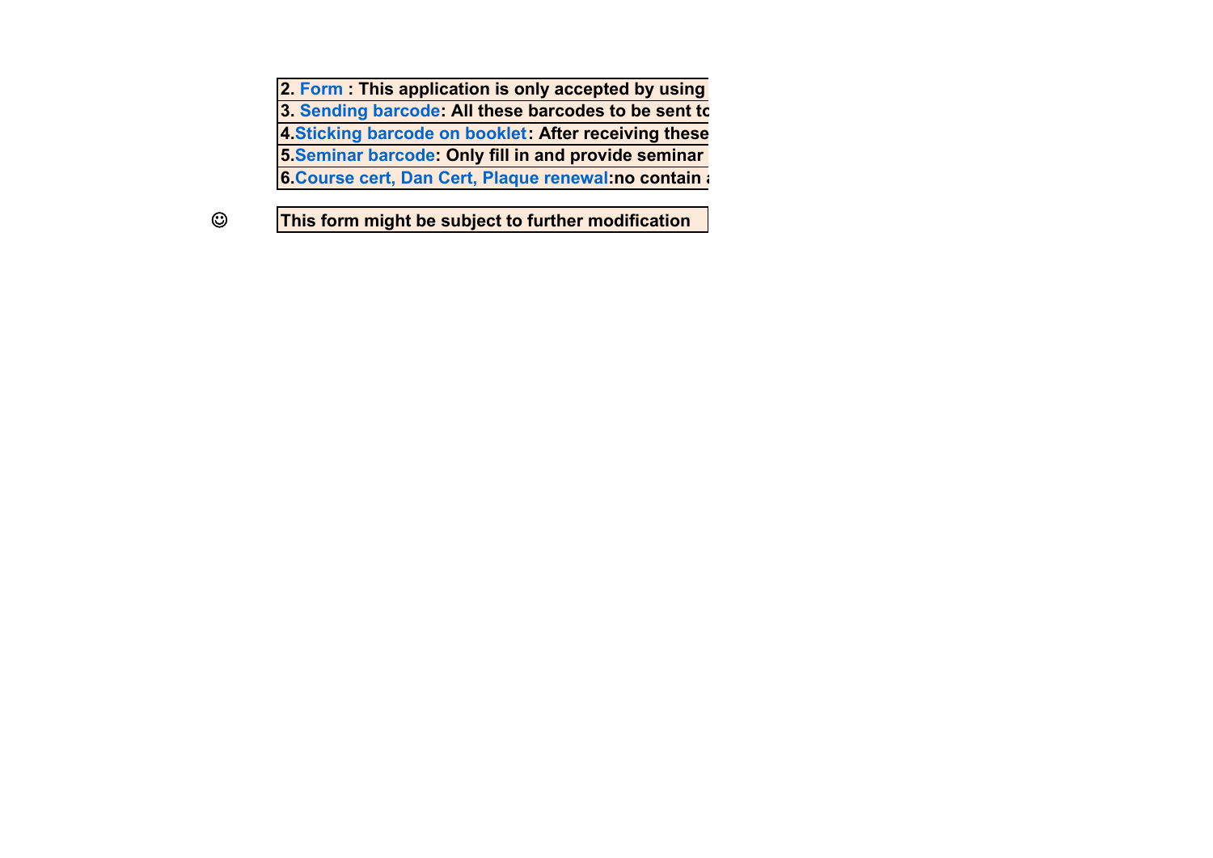| |
|---|
| 2. **Form** : This application is only accepted by using |
| 3. **Sending barcode**: All these barcodes to be sent to |
| 4.**Sticking barcode on booklet**: After receiving these |
| 5.**Seminar barcode**: Only fill in and provide seminar |
| 6.**Course cert, Dan Cert, Plaque renewal**:no contain a |

☺ This form might be subject to further modification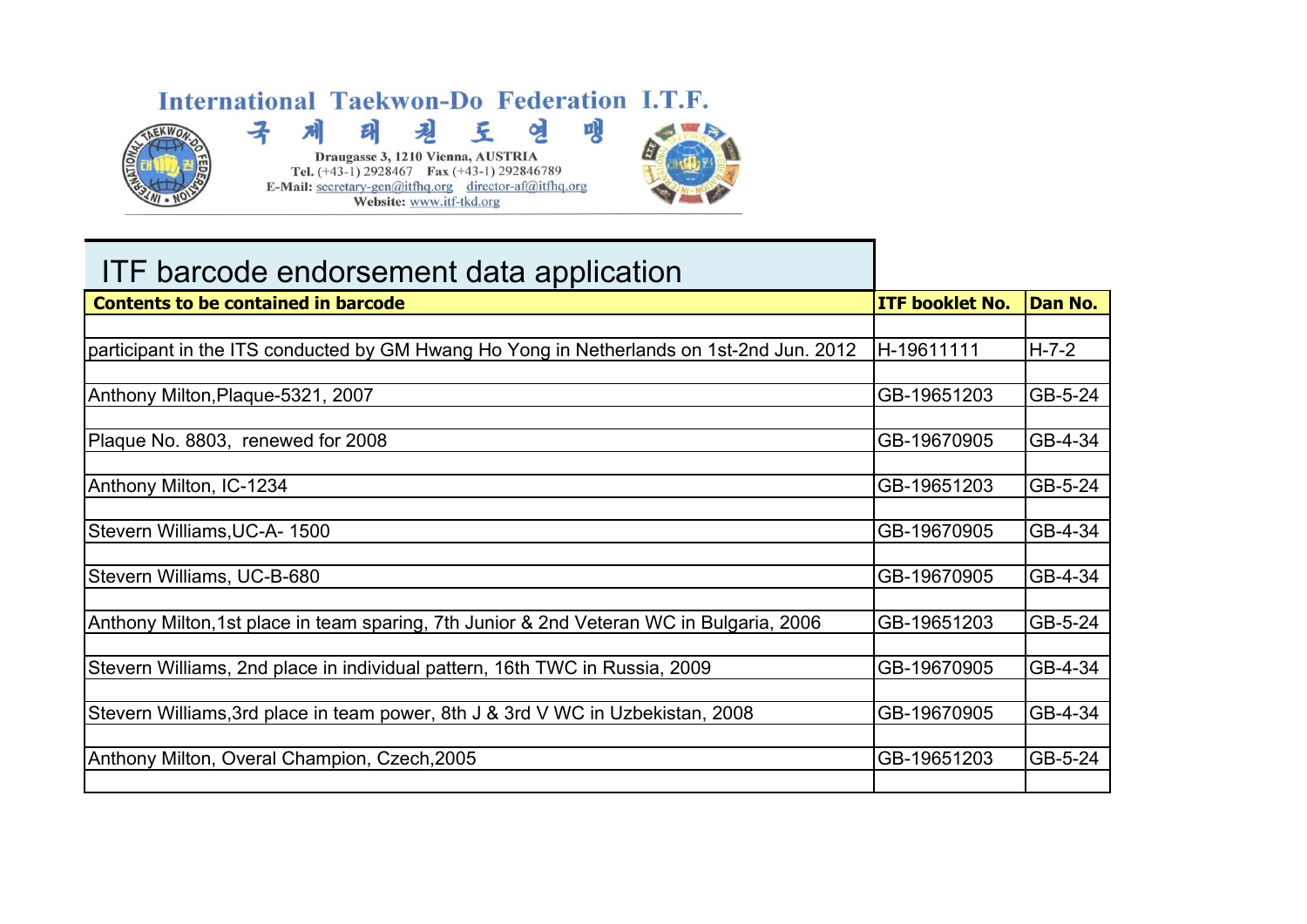International Taekwon-Do Federation I.T.F.

국 제 태 권 도 연 맹

Draugasse 3, 1210 Vienna, AUSTRIA
Tel. (+43-1) 2928467 Fax (+43-1) 292846789
E-Mail: secretary-gen@itfhq.org director-af@itfhq.org
Website: www.itf-tkd.org

# ITF barcode endorsement data application

| Contents to be contained in barcode | ITF booklet No. | Dan No. |
|---|---|---|
| | | |
| participant in the ITS conducted by GM Hwang Ho Yong in Netherlands on 1st-2nd Jun. 2012 | H-19611111 | H-7-2 |
| | | |
| Anthony Milton,Plaque-5321, 2007 | GB-19651203 | GB-5-24 |
| | | |
| Plaque No. 8803, renewed for 2008 | GB-19670905 | GB-4-34 |
| | | |
| Anthony Milton, IC-1234 | GB-19651203 | GB-5-24 |
| | | |
| Stevern Williams,UC-A- 1500 | GB-19670905 | GB-4-34 |
| | | |
| Stevern Williams, UC-B-680 | GB-19670905 | GB-4-34 |
| | | |
| Anthony Milton,1st place in team sparing, 7th Junior & 2nd Veteran WC in Bulgaria, 2006 | GB-19651203 | GB-5-24 |
| | | |
| Stevern Williams, 2nd place in individual pattern, 16th TWC in Russia, 2009 | GB-19670905 | GB-4-34 |
| | | |
| Stevern Williams,3rd place in team power, 8th J & 3rd V WC in Uzbekistan, 2008 | GB-19670905 | GB-4-34 |
| | | |
| Anthony Milton, Overal Champion, Czech,2005 | GB-19651203 | GB-5-24 |
| | | |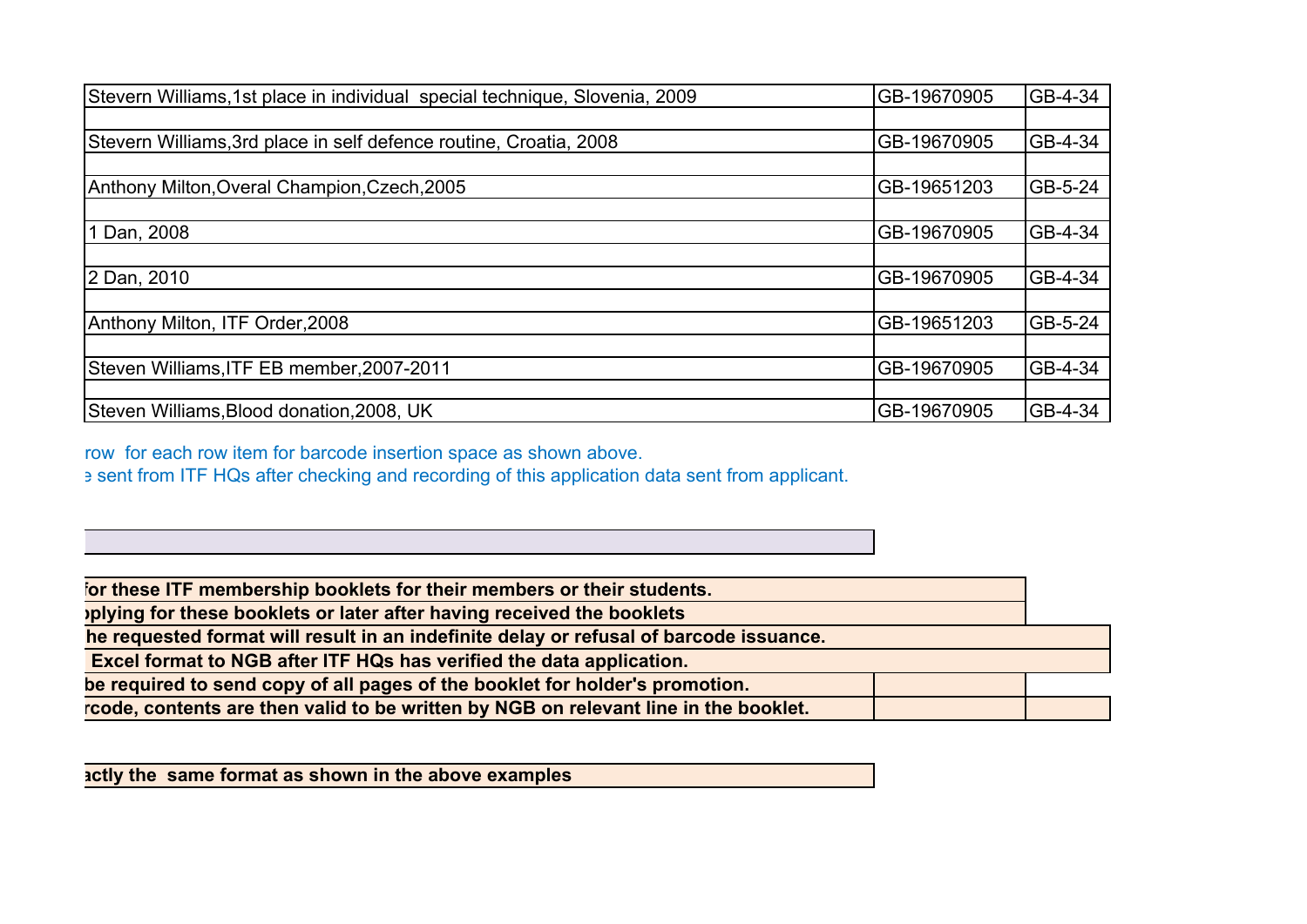| | | |
|---|---|---|
| Stevern Williams,1st place in individual  special technique, Slovenia, 2009 | GB-19670905 | GB-4-34 |
| | | |
| Stevern Williams,3rd place in self defence routine, Croatia, 2008 | GB-19670905 | GB-4-34 |
| | | |
| Anthony Milton,Overal Champion,Czech,2005 | GB-19651203 | GB-5-24 |
| | | |
| 1 Dan, 2008 | GB-19670905 | GB-4-34 |
| | | |
| 2 Dan, 2010 | GB-19670905 | GB-4-34 |
| | | |
| Anthony Milton, ITF Order,2008 | GB-19651203 | GB-5-24 |
| | | |
| Steven Williams,ITF EB member,2007-2011 | GB-19670905 | GB-4-34 |
| | | |
| Steven Williams,Blood donation,2008, UK | GB-19670905 | GB-4-34 |

row  for each row item for barcode insertion space as shown above.
e sent from ITF HQs after checking and recording of this application data sent from applicant.

**for these ITF membership booklets for their members or their students.**
**pplying for these booklets or later after having received the booklets**
**he requested format will result in an indefinite delay or refusal of barcode issuance.**
**Excel format to NGB after ITF HQs has verified the data application.**
**be required to send copy of all pages of the booklet for holder's promotion.**
**rcode, contents are then valid to be written by NGB on relevant line in the booklet.**

**actly the  same format as shown in the above examples**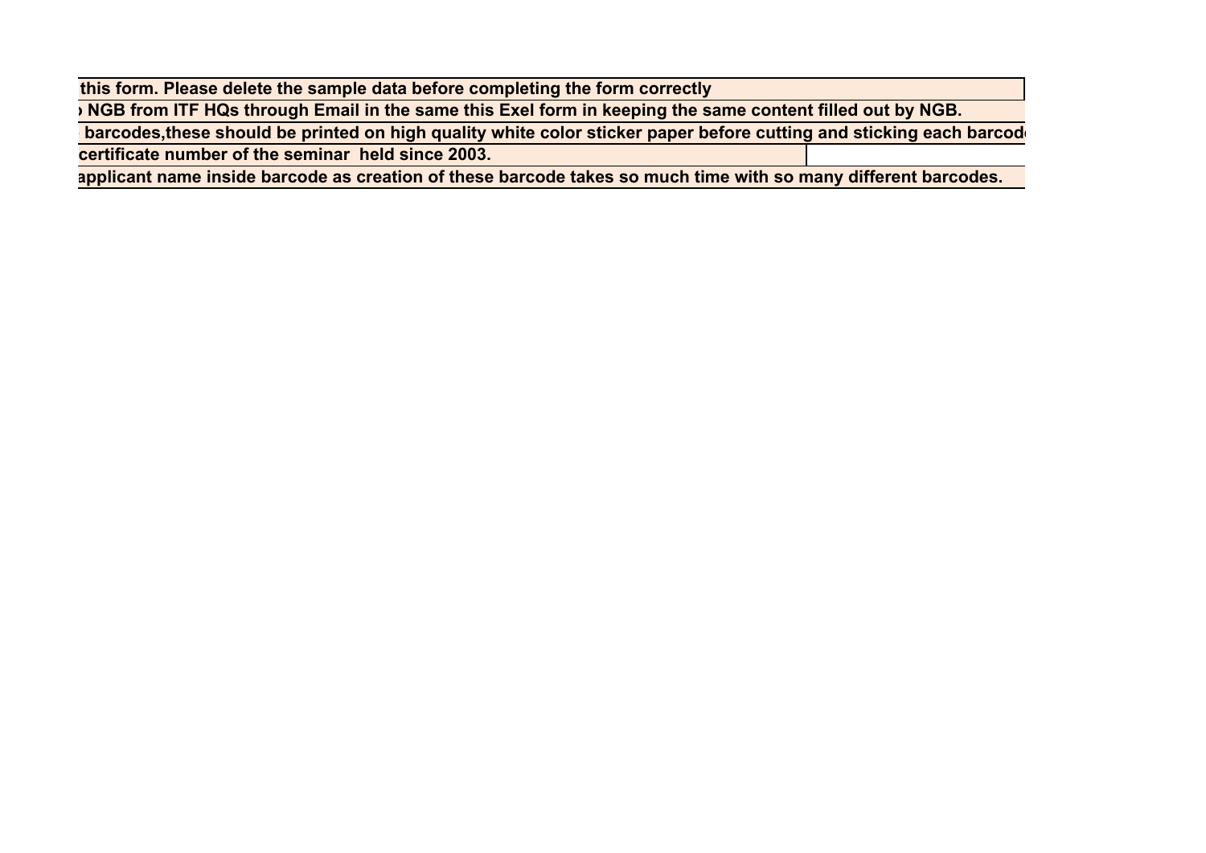this form. Please delete the sample data before completing the form correctly

NGB from ITF HQs through Email in the same this Exel form in keeping the same content filled out by NGB.

barcodes,these should be printed on high quality white color sticker paper before cutting and sticking each barcod

certificate number of the seminar held since 2003.

applicant name inside barcode as creation of these barcode takes so much time with so many different barcodes.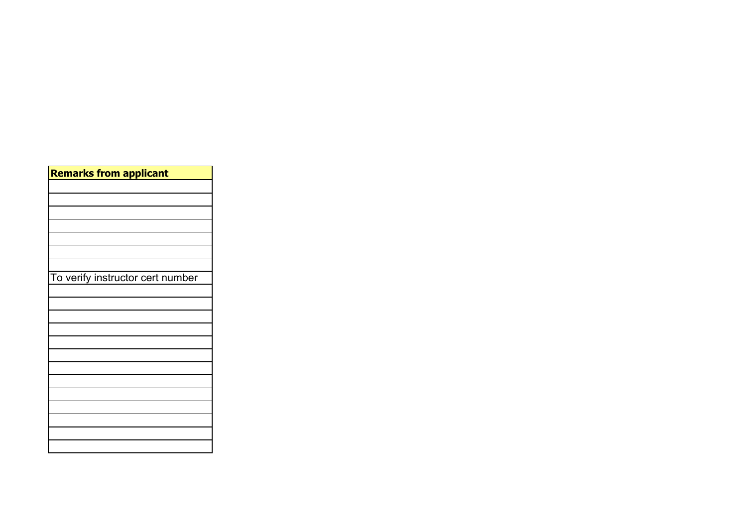| Remarks from applicant |
| --- |
| |
| |
| |
| |
| |
| |
| |
| To verify instructor cert number |
| |
| |
| |
| |
| |
| |
| |
| |
| |
| |
| |
| |
| |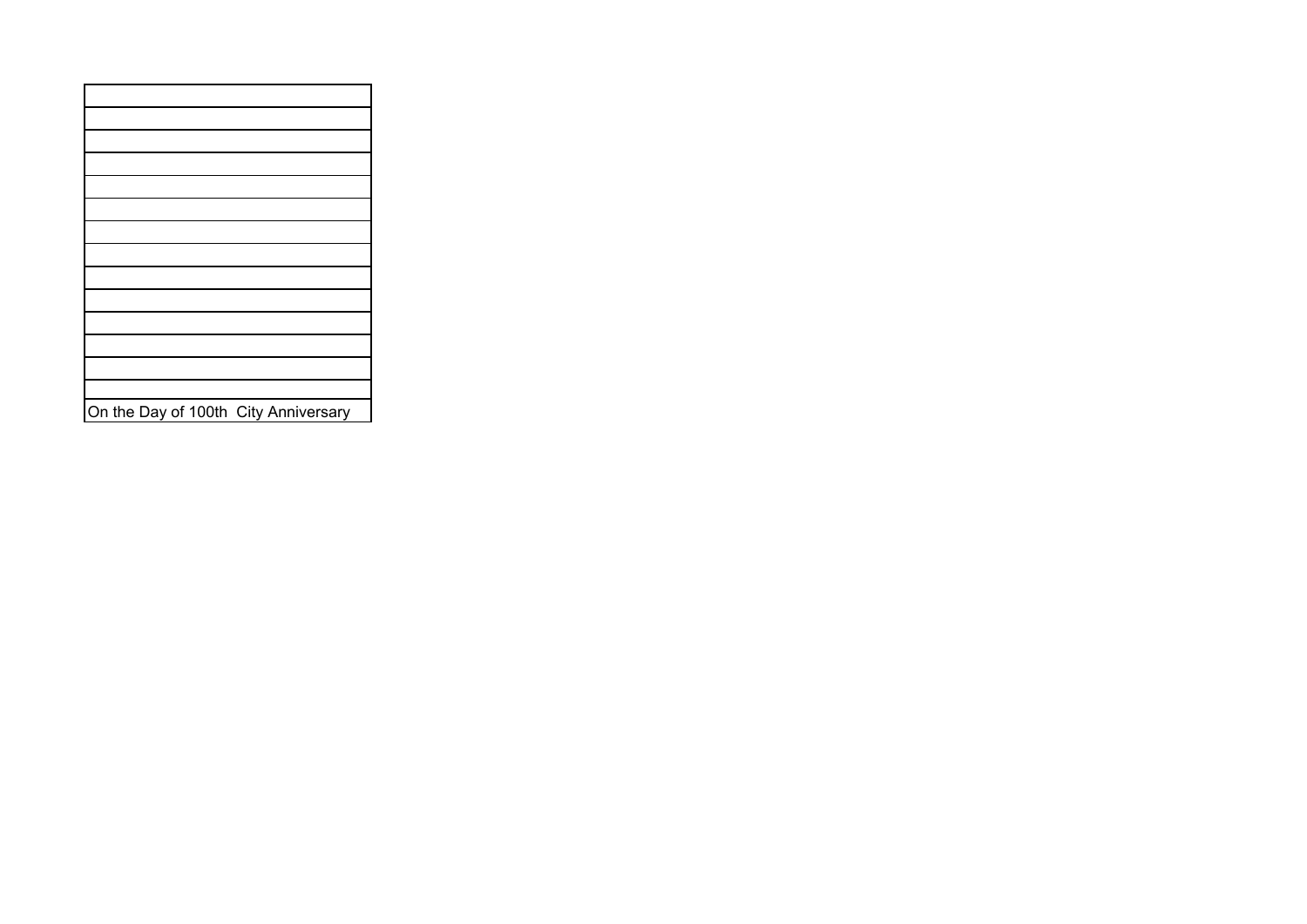| |
|---|
| |
| |
| |
| |
| |
| |
| |
| |
| |
| |
| |
| |
| |
| On the Day of 100th  City Anniversary |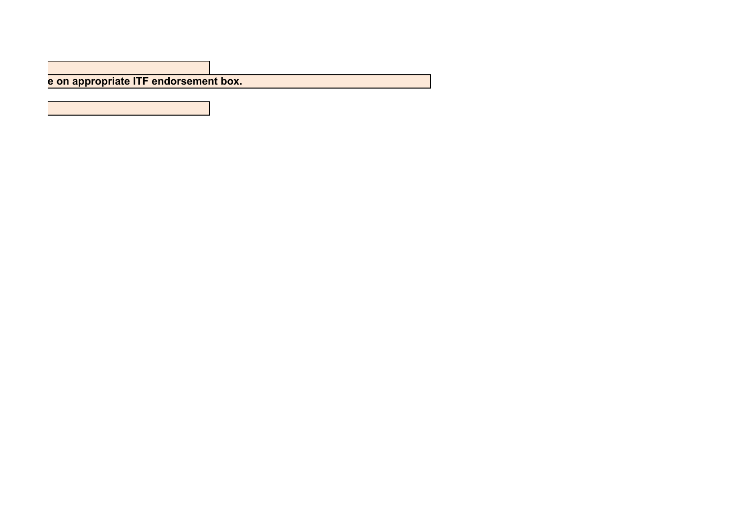e on appropriate ITF endorsement box.